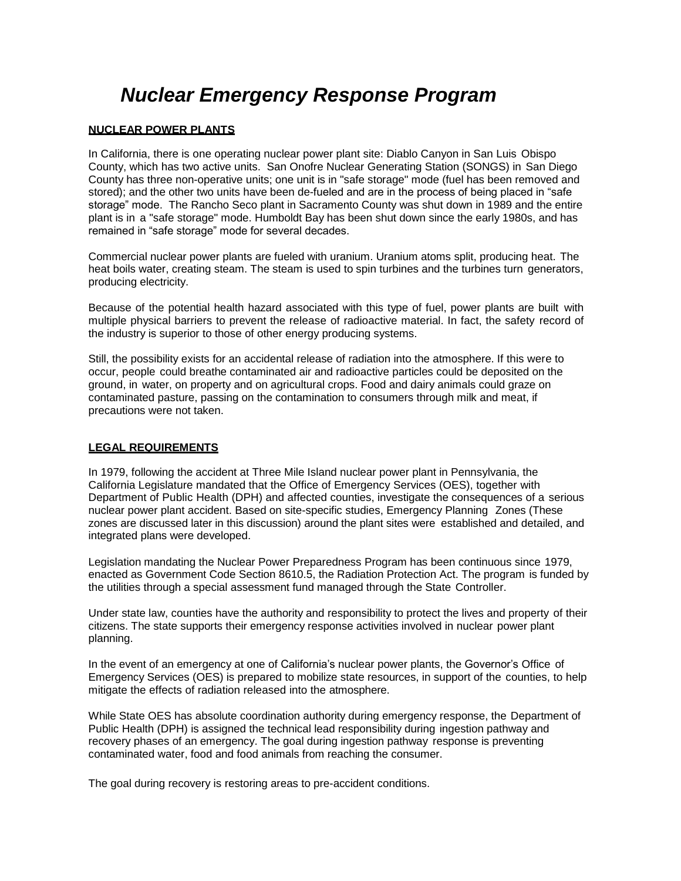# *Nuclear Emergency Response Program*

**NUCLEAR POWER PLANTS**

In California, there is one operating nuclear power plant site: Diablo Canyon in San Luis Obispo County, which has two active units. San Onofre Nuclear Generating Station (SONGS) in San Diego County has three non-operative units; one unit is in "safe storage" mode (fuel has been removed and stored); and the other two units have been de-fueled and are in the process of being placed in “safe storage” mode. The Rancho Seco plant in Sacramento County was shut down in 1989 and the entire plant is in a "safe storage" mode. Humboldt Bay has been shut down since the early 1980s, and has remained in “safe storage” mode for several decades.

Commercial nuclear power plants are fueled with uranium. Uranium atoms split, producing heat. The heat boils water, creating steam. The steam is used to spin turbines and the turbines turn generators, producing electricity.

Because of the potential health hazard associated with this type of fuel, power plants are built with multiple physical barriers to prevent the release of radioactive material. In fact, the safety record of the industry is superior to those of other energy producing systems.

Still, the possibility exists for an accidental release of radiation into the atmosphere. If this were to occur, people could breathe contaminated air and radioactive particles could be deposited on the ground, in water, on property and on agricultural crops. Food and dairy animals could graze on contaminated pasture, passing on the contamination to consumers through milk and meat, if precautions were not taken.

**LEGAL REQUIREMENTS**

In 1979, following the accident at Three Mile Island nuclear power plant in Pennsylvania, the California Legislature mandated that the Office of Emergency Services (OES), together with Department of Public Health (DPH) and affected counties, investigate the consequences of a serious nuclear power plant accident. Based on site-specific studies, Emergency Planning Zones (These zones are discussed later in this discussion) around the plant sites were established and detailed, and integrated plans were developed.

Legislation mandating the Nuclear Power Preparedness Program has been continuous since 1979, enacted as Government Code Section 8610.5, the Radiation Protection Act. The program is funded by the utilities through a special assessment fund managed through the State Controller.

Under state law, counties have the authority and responsibility to protect the lives and property of their citizens. The state supports their emergency response activities involved in nuclear power plant planning.

In the event of an emergency at one of California’s nuclear power plants, the Governor’s Office of Emergency Services (OES) is prepared to mobilize state resources, in support of the counties, to help mitigate the effects of radiation released into the atmosphere.

While State OES has absolute coordination authority during emergency response, the Department of Public Health (DPH) is assigned the technical lead responsibility during ingestion pathway and recovery phases of an emergency. The goal during ingestion pathway response is preventing contaminated water, food and food animals from reaching the consumer.

The goal during recovery is restoring areas to pre-accident conditions.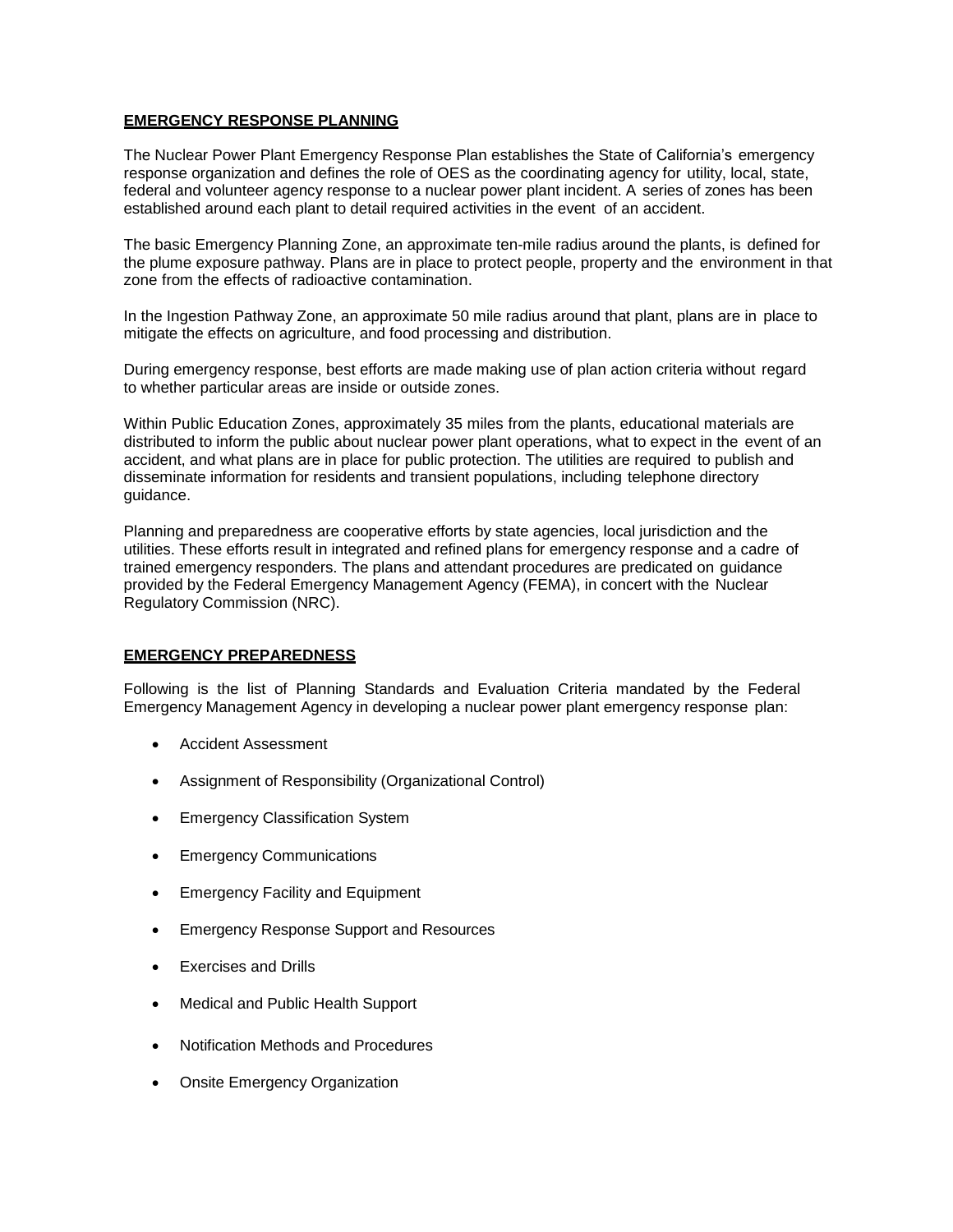**EMERGENCY RESPONSE PLANNING**

The Nuclear Power Plant Emergency Response Plan establishes the State of California's emergency response organization and defines the role of OES as the coordinating agency for utility, local, state, federal and volunteer agency response to a nuclear power plant incident. A series of zones has been established around each plant to detail required activities in the event of an accident.

The basic Emergency Planning Zone, an approximate ten-mile radius around the plants, is defined for the plume exposure pathway. Plans are in place to protect people, property and the environment in that zone from the effects of radioactive contamination.

In the Ingestion Pathway Zone, an approximate 50 mile radius around that plant, plans are in place to mitigate the effects on agriculture, and food processing and distribution.

During emergency response, best efforts are made making use of plan action criteria without regard to whether particular areas are inside or outside zones.

Within Public Education Zones, approximately 35 miles from the plants, educational materials are distributed to inform the public about nuclear power plant operations, what to expect in the event of an accident, and what plans are in place for public protection. The utilities are required to publish and disseminate information for residents and transient populations, including telephone directory guidance.

Planning and preparedness are cooperative efforts by state agencies, local jurisdiction and the utilities. These efforts result in integrated and refined plans for emergency response and a cadre of trained emergency responders. The plans and attendant procedures are predicated on guidance provided by the Federal Emergency Management Agency (FEMA), in concert with the Nuclear Regulatory Commission (NRC).

**EMERGENCY PREPAREDNESS**

Following is the list of Planning Standards and Evaluation Criteria mandated by the Federal Emergency Management Agency in developing a nuclear power plant emergency response plan:

- Accident Assessment
- Assignment of Responsibility (Organizational Control)
- Emergency Classification System
- Emergency Communications
- Emergency Facility and Equipment
- Emergency Response Support and Resources
- Exercises and Drills
- Medical and Public Health Support
- Notification Methods and Procedures
- Onsite Emergency Organization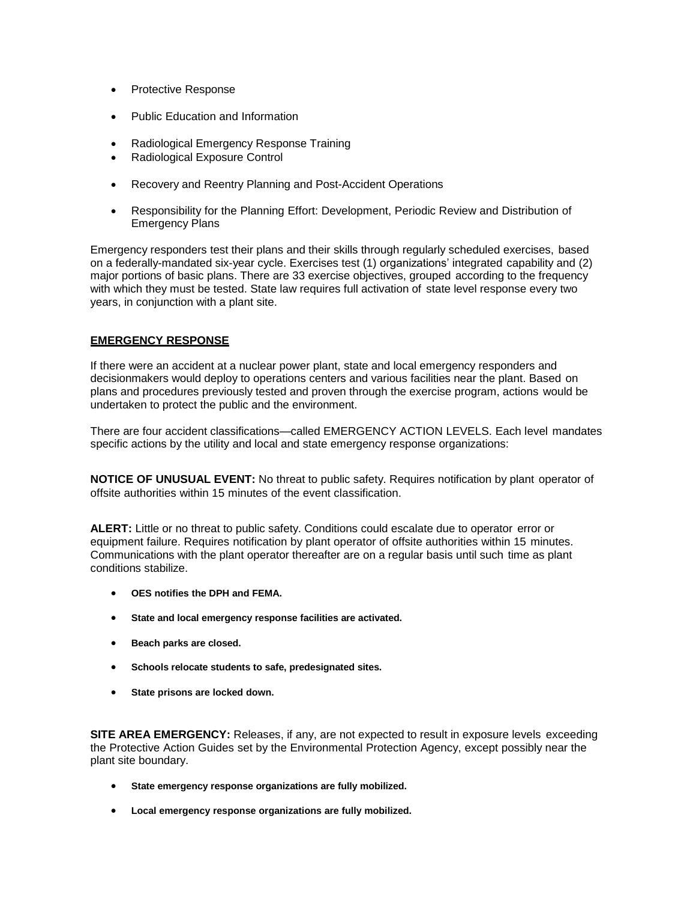- Protective Response
- Public Education and Information
- Radiological Emergency Response Training
- Radiological Exposure Control
- Recovery and Reentry Planning and Post-Accident Operations
- Responsibility for the Planning Effort: Development, Periodic Review and Distribution of Emergency Plans

Emergency responders test their plans and their skills through regularly scheduled exercises, based on a federally-mandated six-year cycle. Exercises test (1) organizations' integrated capability and (2) major portions of basic plans. There are 33 exercise objectives, grouped according to the frequency with which they must be tested. State law requires full activation of state level response every two years, in conjunction with a plant site.

## EMERGENCY RESPONSE

If there were an accident at a nuclear power plant, state and local emergency responders and decisionmakers would deploy to operations centers and various facilities near the plant. Based on plans and procedures previously tested and proven through the exercise program, actions would be undertaken to protect the public and the environment.

There are four accident classifications—called EMERGENCY ACTION LEVELS. Each level mandates specific actions by the utility and local and state emergency response organizations:

**NOTICE OF UNUSUAL EVENT:** No threat to public safety. Requires notification by plant operator of offsite authorities within 15 minutes of the event classification.

**ALERT:** Little or no threat to public safety. Conditions could escalate due to operator error or equipment failure. Requires notification by plant operator of offsite authorities within 15 minutes. Communications with the plant operator thereafter are on a regular basis until such time as plant conditions stabilize.

- **OES notifies the DPH and FEMA.**
- **State and local emergency response facilities are activated.**
- **Beach parks are closed.**
- **Schools relocate students to safe, predesignated sites.**
- **State prisons are locked down.**

**SITE AREA EMERGENCY:** Releases, if any, are not expected to result in exposure levels exceeding the Protective Action Guides set by the Environmental Protection Agency, except possibly near the plant site boundary.

- **State emergency response organizations are fully mobilized.**
- **Local emergency response organizations are fully mobilized.**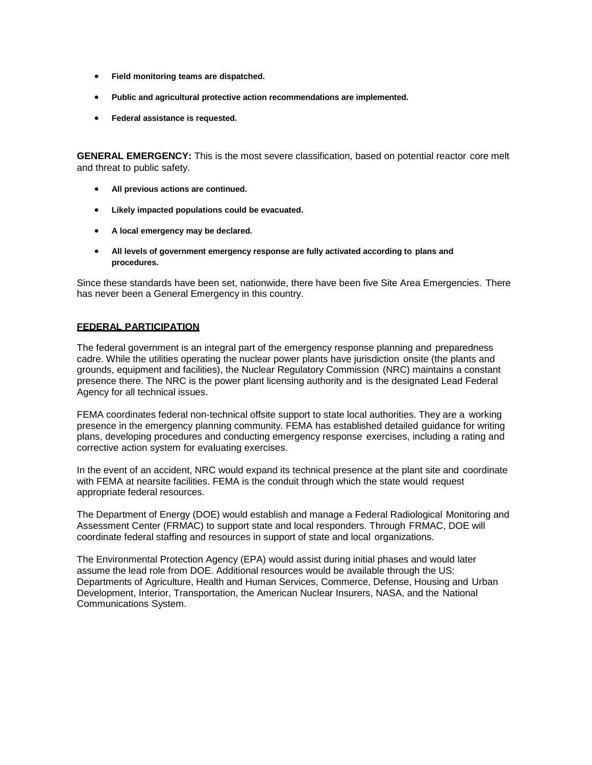- **Field monitoring teams are dispatched.**
- **Public and agricultural protective action recommendations are implemented.**
- **Federal assistance is requested.**

**GENERAL EMERGENCY:** This is the most severe classification, based on potential reactor core melt and threat to public safety.

- **All previous actions are continued.**
- **Likely impacted populations could be evacuated.**
- **A local emergency may be declared.**
- **All levels of government emergency response are fully activated according to plans and procedures.**

Since these standards have been set, nationwide, there have been five Site Area Emergencies. There has never been a General Emergency in this country.

## FEDERAL PARTICIPATION

The federal government is an integral part of the emergency response planning and preparedness cadre. While the utilities operating the nuclear power plants have jurisdiction onsite (the plants and grounds, equipment and facilities), the Nuclear Regulatory Commission (NRC) maintains a constant presence there. The NRC is the power plant licensing authority and is the designated Lead Federal Agency for all technical issues.

FEMA coordinates federal non-technical offsite support to state local authorities. They are a working presence in the emergency planning community. FEMA has established detailed guidance for writing plans, developing procedures and conducting emergency response exercises, including a rating and corrective action system for evaluating exercises.

In the event of an accident, NRC would expand its technical presence at the plant site and coordinate with FEMA at nearsite facilities. FEMA is the conduit through which the state would request appropriate federal resources.

The Department of Energy (DOE) would establish and manage a Federal Radiological Monitoring and Assessment Center (FRMAC) to support state and local responders. Through FRMAC, DOE will coordinate federal staffing and resources in support of state and local organizations.

The Environmental Protection Agency (EPA) would assist during initial phases and would later assume the lead role from DOE. Additional resources would be available through the US: Departments of Agriculture, Health and Human Services, Commerce, Defense, Housing and Urban Development, Interior, Transportation, the American Nuclear Insurers, NASA, and the National Communications System.